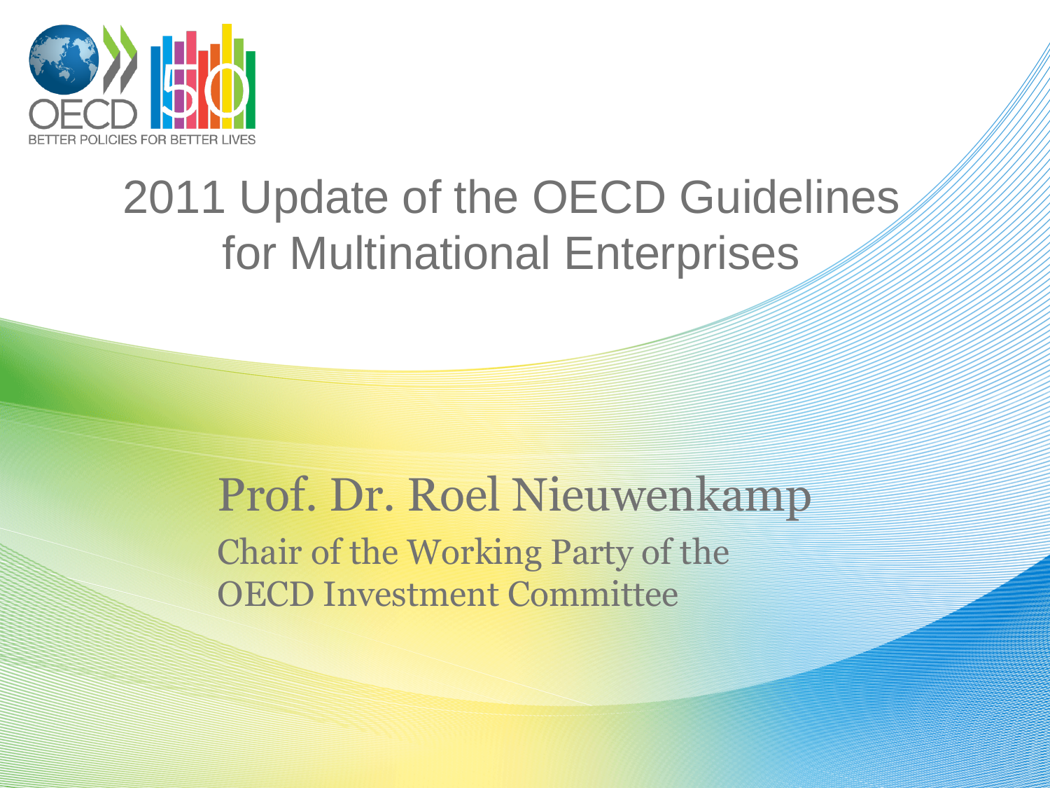OECD

BETTER POLICIES FOR BETTER LIVES

# 2011 Update of the OECD Guidelines for Multinational Enterprises

## Prof. Dr. Roel Nieuwenkamp

Chair of the Working Party of the OECD Investment Committee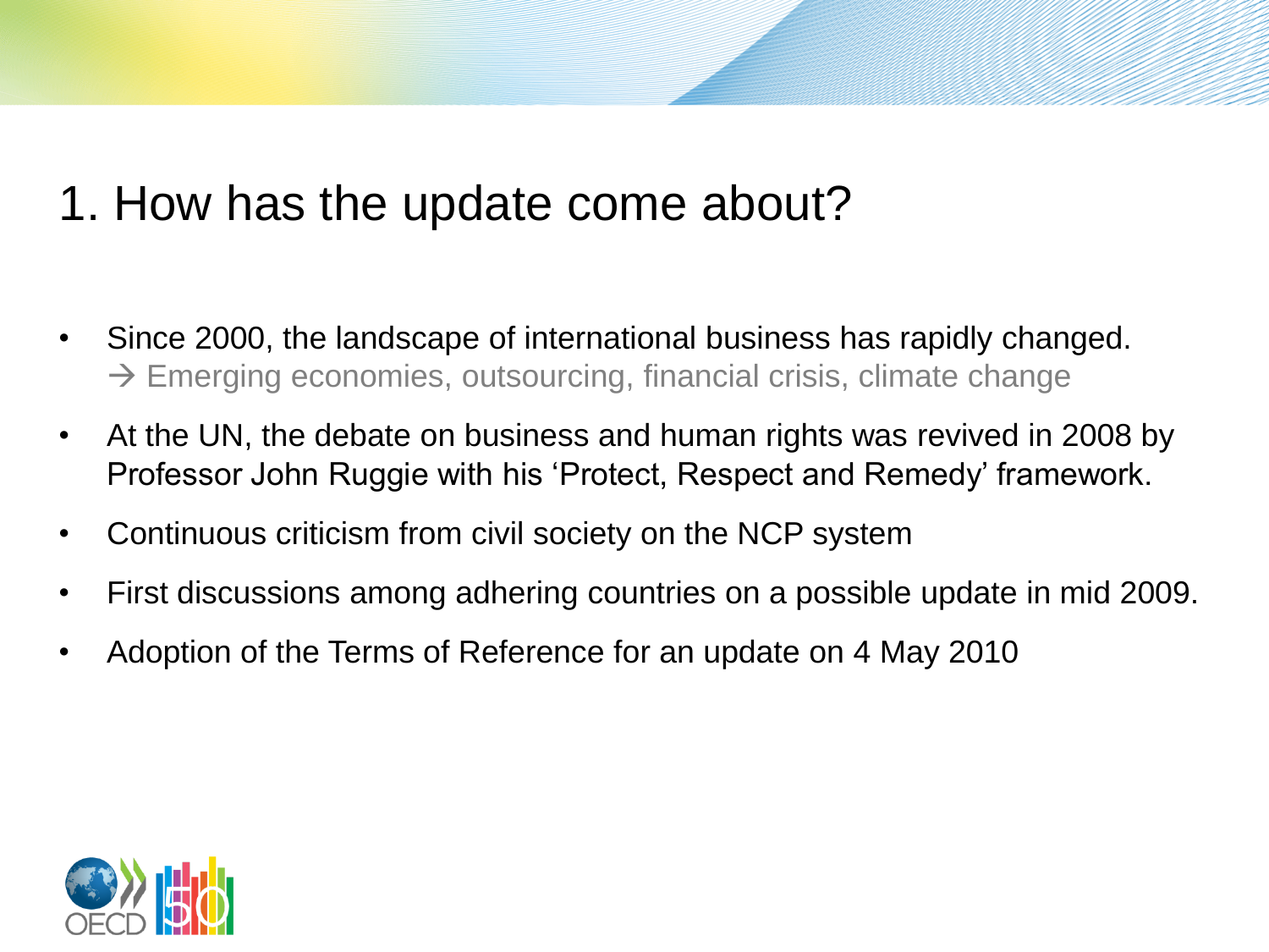# 1. How has the update come about?

- Since 2000, the landscape of international business has rapidly changed.
  → Emerging economies, outsourcing, financial crisis, climate change
- At the UN, the debate on business and human rights was revived in 2008 by Professor John Ruggie with his 'Protect, Respect and Remedy' framework.
- Continuous criticism from civil society on the NCP system
- First discussions among adhering countries on a possible update in mid 2009.
- Adoption of the Terms of Reference for an update on 4 May 2010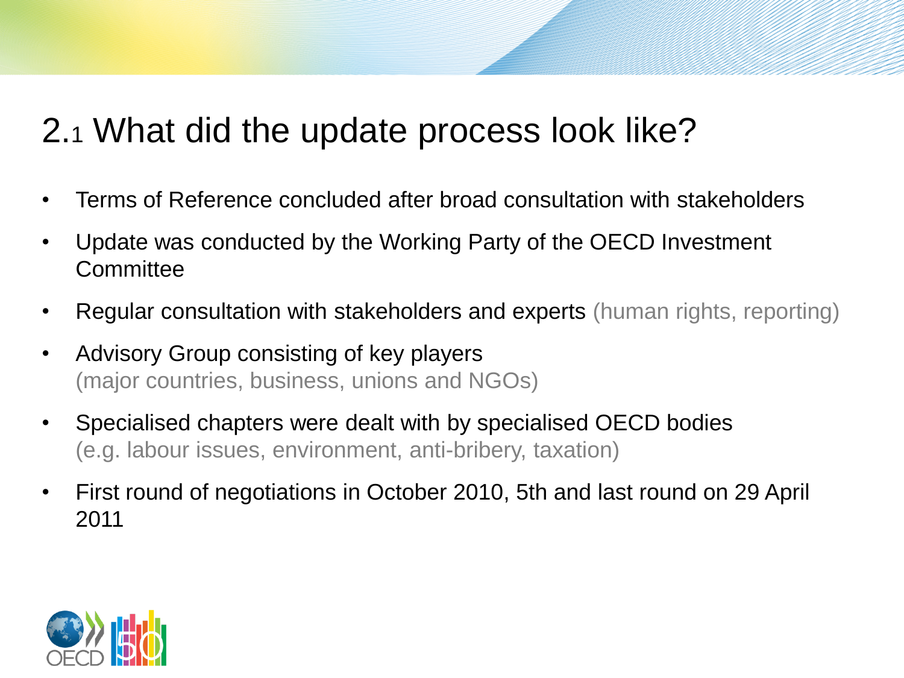## 2.1 What did the update process look like?

- Terms of Reference concluded after broad consultation with stakeholders
- Update was conducted by the Working Party of the OECD Investment Committee
- Regular consultation with stakeholders and experts (human rights, reporting)
- Advisory Group consisting of key players (major countries, business, unions and NGOs)
- Specialised chapters were dealt with by specialised OECD bodies (e.g. labour issues, environment, anti-bribery, taxation)
- First round of negotiations in October 2010, 5th and last round on 29 April 2011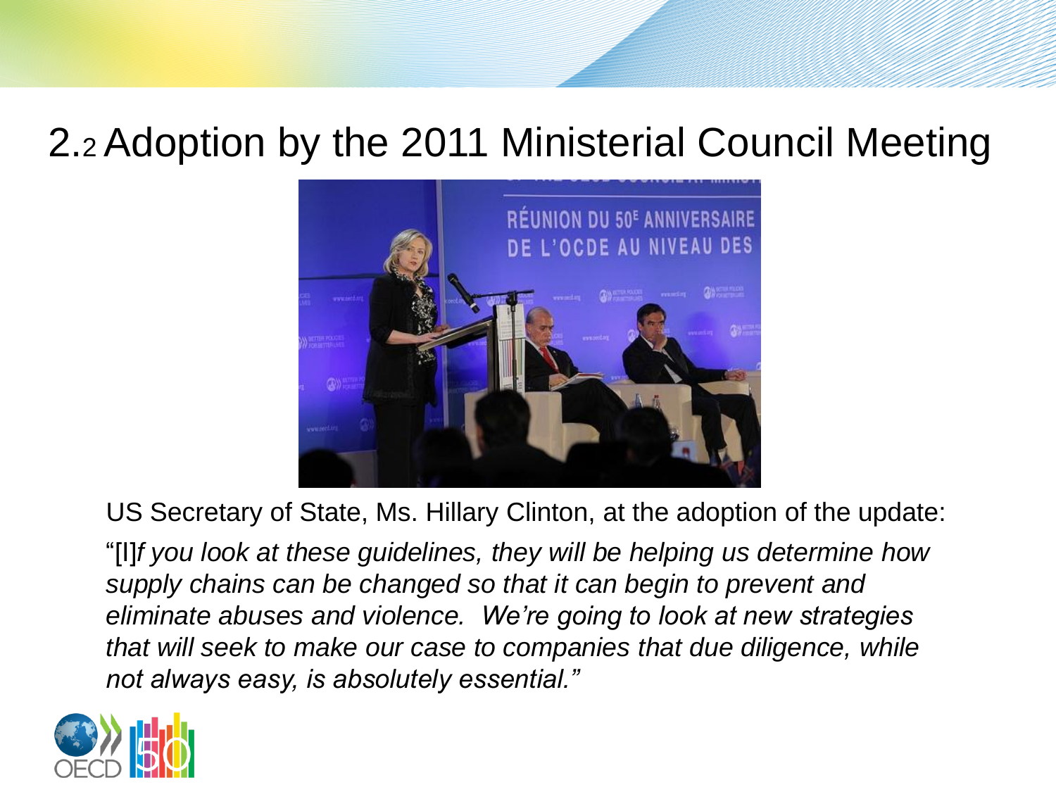# 2.2 Adoption by the 2011 Ministerial Council Meeting

US Secretary of State, Ms. Hillary Clinton, at the adoption of the update:

"[I]*f you look at these guidelines, they will be helping us determine how supply chains can be changed so that it can begin to prevent and eliminate abuses and violence. We're going to look at new strategies that will seek to make our case to companies that due diligence, while not always easy, is absolutely essential."*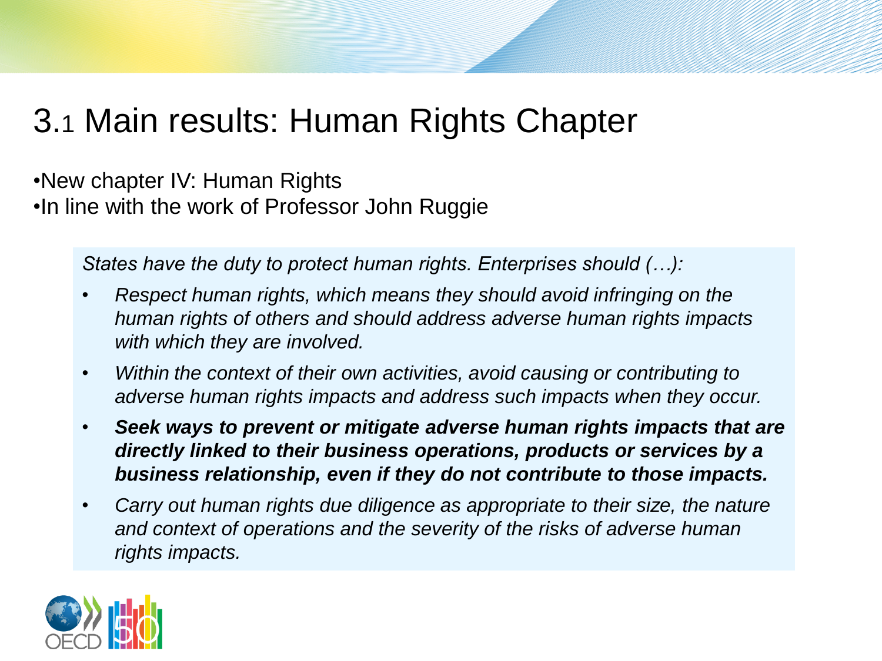# 3.1 Main results: Human Rights Chapter

- New chapter IV: Human Rights
- In line with the work of Professor John Ruggie

*States have the duty to protect human rights. Enterprises should (…):*

- *Respect human rights, which means they should avoid infringing on the human rights of others and should address adverse human rights impacts with which they are involved.*
- *Within the context of their own activities, avoid causing or contributing to adverse human rights impacts and address such impacts when they occur.*
- ***Seek ways to prevent or mitigate adverse human rights impacts that are directly linked to their business operations, products or services by a business relationship, even if they do not contribute to those impacts.***
- *Carry out human rights due diligence as appropriate to their size, the nature and context of operations and the severity of the risks of adverse human rights impacts.*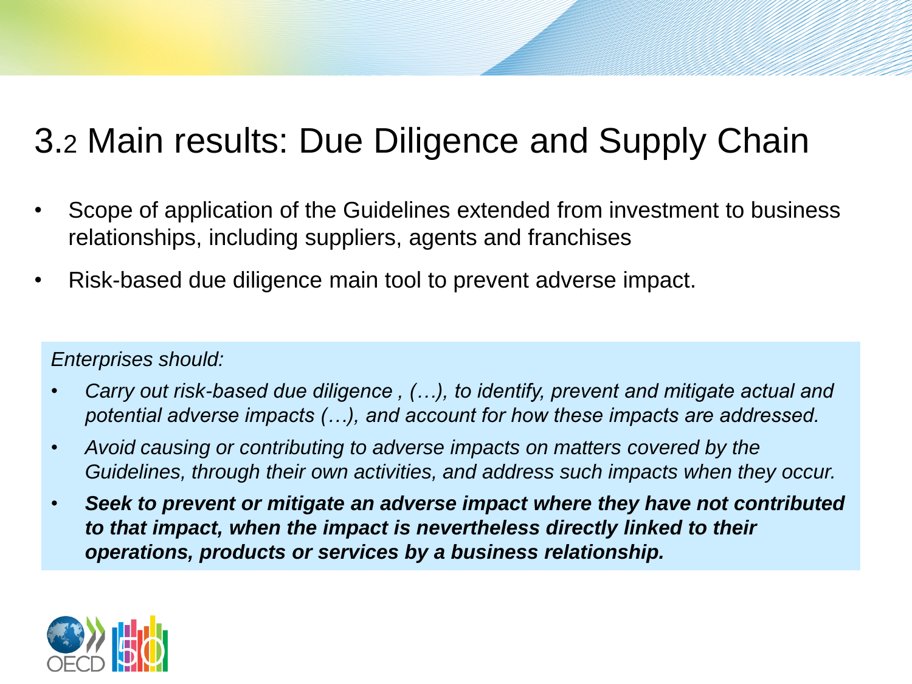# 3.2 Main results: Due Diligence and Supply Chain

- Scope of application of the Guidelines extended from investment to business relationships, including suppliers, agents and franchises
- Risk-based due diligence main tool to prevent adverse impact.

*Enterprises should:*

- *Carry out risk-based due diligence , (…), to identify, prevent and mitigate actual and potential adverse impacts (…), and account for how these impacts are addressed.*
- *Avoid causing or contributing to adverse impacts on matters covered by the Guidelines, through their own activities, and address such impacts when they occur.*
- ***Seek to prevent or mitigate an adverse impact where they have not contributed to that impact, when the impact is nevertheless directly linked to their operations, products or services by a business relationship.***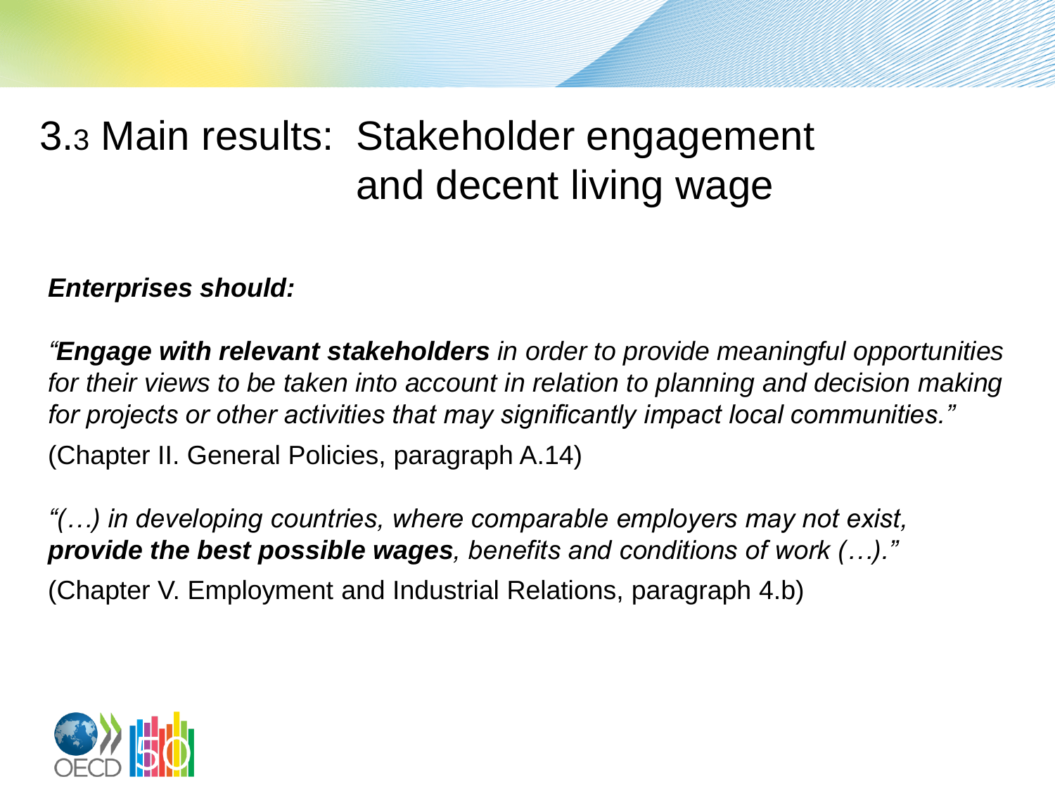# 3.3 Main results: Stakeholder engagement and decent living wage

***Enterprises should:***

*"**Engage with relevant stakeholders** in order to provide meaningful opportunities for their views to be taken into account in relation to planning and decision making for projects or other activities that may significantly impact local communities."*

(Chapter II. General Policies, paragraph A.14)

*"(…) in developing countries, where comparable employers may not exist, **provide the best possible wages**, benefits and conditions of work (…)."*

(Chapter V. Employment and Industrial Relations, paragraph 4.b)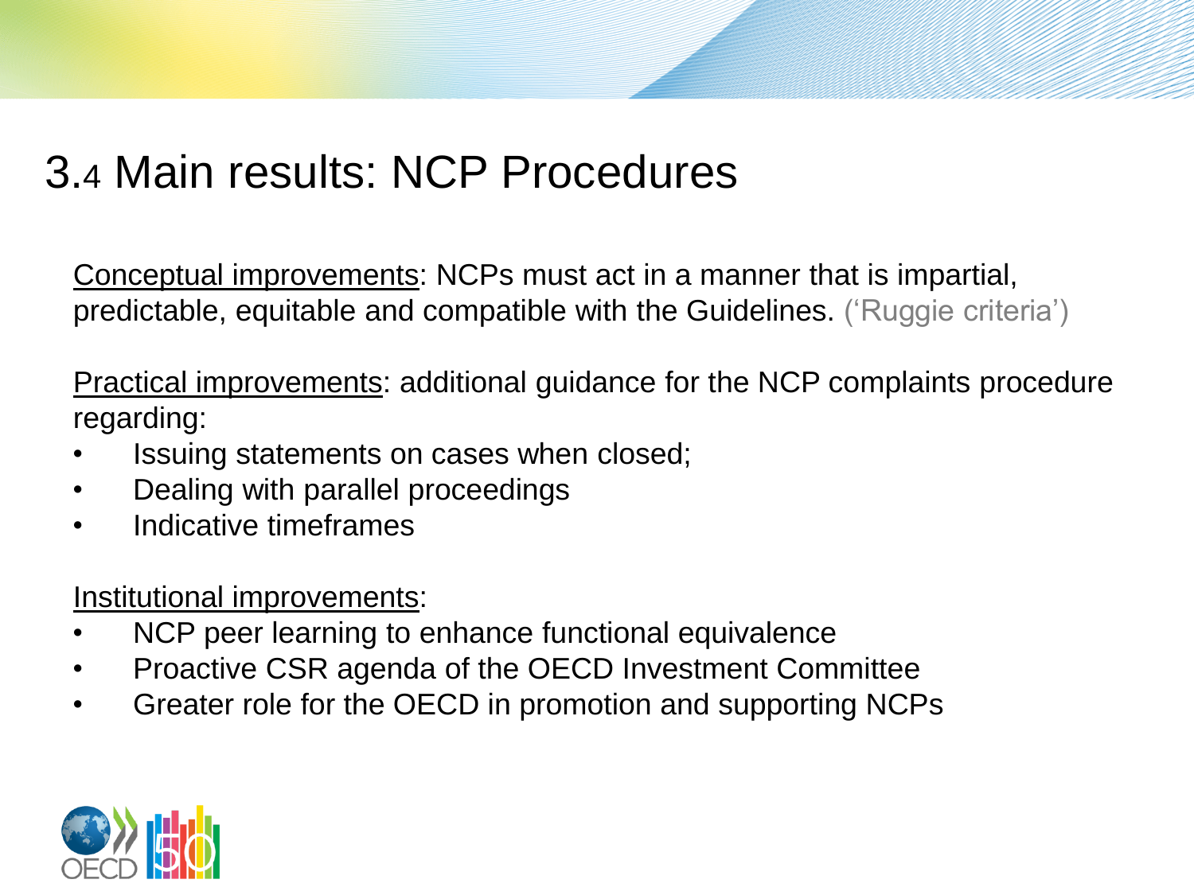# 3.4 Main results: NCP Procedures

Conceptual improvements: NCPs must act in a manner that is impartial, predictable, equitable and compatible with the Guidelines. ('Ruggie criteria')

Practical improvements: additional guidance for the NCP complaints procedure regarding:

- Issuing statements on cases when closed;
- Dealing with parallel proceedings
- Indicative timeframes

Institutional improvements:

- NCP peer learning to enhance functional equivalence
- Proactive CSR agenda of the OECD Investment Committee
- Greater role for the OECD in promotion and supporting NCPs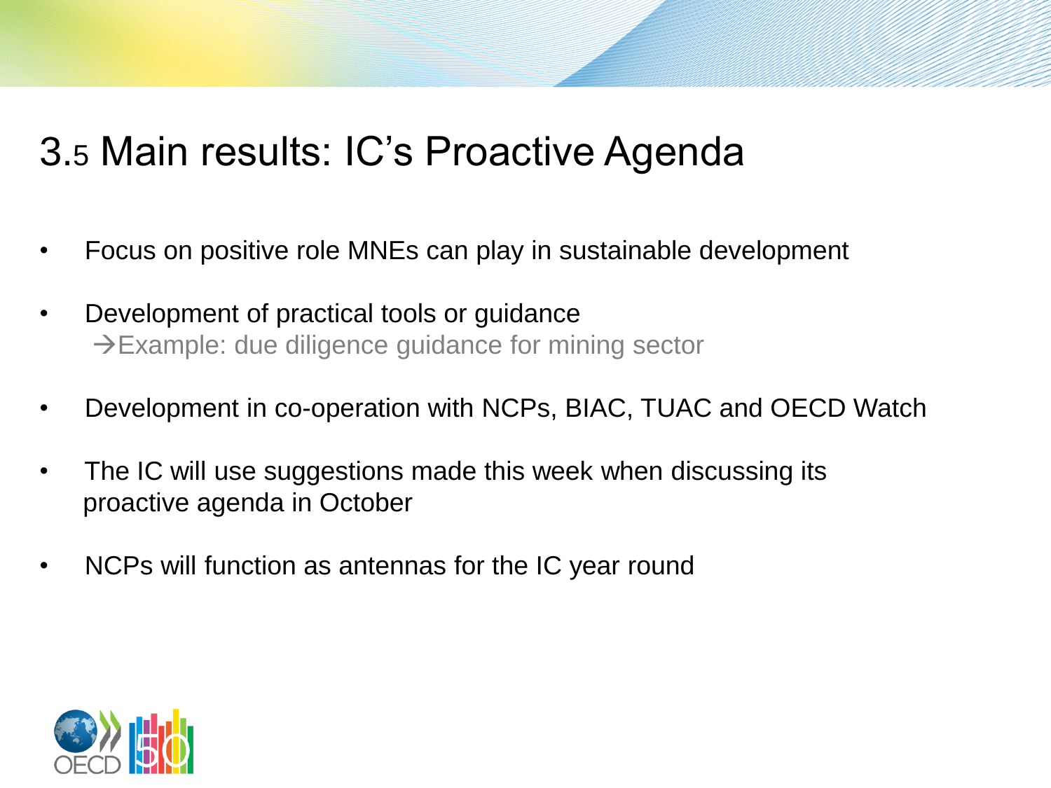# 3.5 Main results: IC's Proactive Agenda

- Focus on positive role MNEs can play in sustainable development
- Development of practical tools or guidance
  →Example: due diligence guidance for mining sector
- Development in co-operation with NCPs, BIAC, TUAC and OECD Watch
- The IC will use suggestions made this week when discussing its proactive agenda in October
- NCPs will function as antennas for the IC year round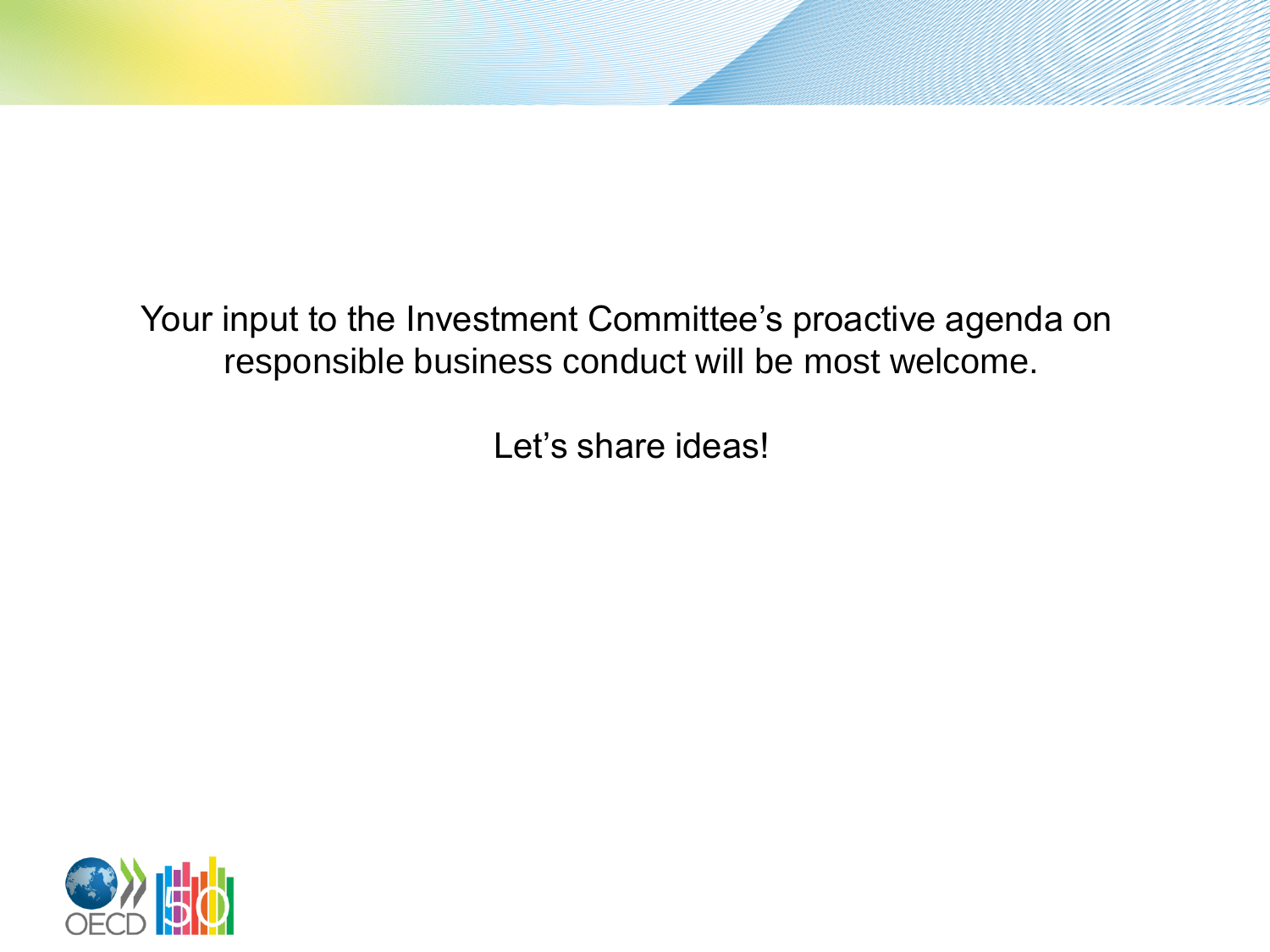Your input to the Investment Committee's proactive agenda on responsible business conduct will be most welcome.

Let's share ideas!